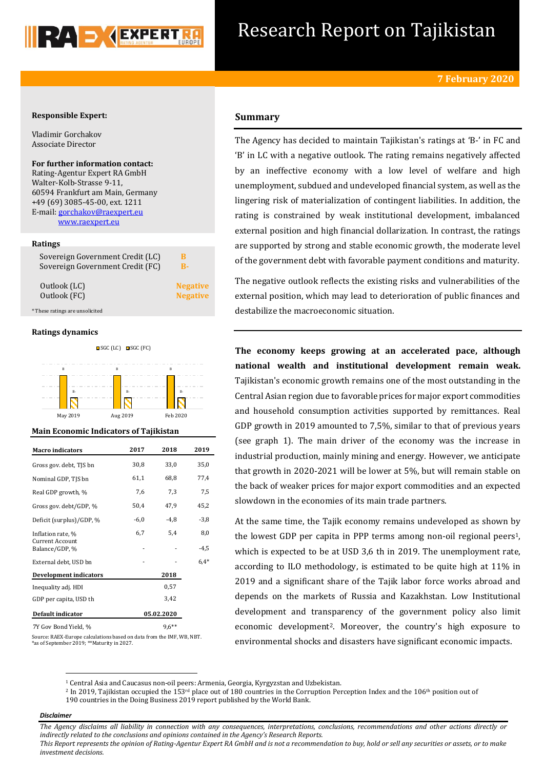# Research Report on Tajikistan

**7 February 2020**

**Responsible Expert:**

Vladimir Gorchakov
Associate Director

**For further information contact:**
Rating-Agentur Expert RA GmbH
Walter-Kolb-Strasse 9-11,
60594 Frankfurt am Main, Germany
+49 (69) 3085-45-00, ext. 1211
E-mail: gorchakov@raexpert.eu
www.raexpert.eu

**Ratings**

| | |
|---|---|
| Sovereign Government Credit (LC) | B |
| Sovereign Government Credit (FC) | B- |
| Outlook (LC) | Negative |
| Outlook (FC) | Negative |

*These ratings are unsolicited

**Ratings dynamics**

| | May 2019 | Aug 2019 | Feb 2020 |
|---|---|---|---|
| SGC (LC) | B | B | B |
| SGC (FC) | B- | B- | B- |

**Main Economic Indicators of Tajikistan**

| Macro indicators | 2017 | 2018 | 2019 |
|---|---|---|---|
| Gross gov. debt, TJS bn | 30,8 | 33,0 | 35,0 |
| Nominal GDP, TJS bn | 61,1 | 68,8 | 77,4 |
| Real GDP growth, % | 7,6 | 7,3 | 7,5 |
| Gross gov. debt/GDP, % | 50,4 | 47,9 | 45,2 |
| Deficit (surplus)/GDP, % | -6,0 | -4,8 | -3,8 |
| Inflation rate, % | 6,7 | 5,4 | 8,0 |
| Current Account Balance/GDP, % | - | - | -4,5 |
| External debt, USD bn | - | - | 6,4* |
| **Development indicators** | | **2018** | |
| Inequality adj. HDI | | 0,57 | |
| GDP per capita, USD th | | 3,42 | |
| **Default indicator** | | **05.02.2020** | |
| 7Y Gov Bond Yield, % | | 9,6** | |

Source: RAEX-Europe calculations based on data from the IMF, WB, NBT.
*as of September 2019; **Maturity in 2027.

## Summary

The Agency has decided to maintain Tajikistan's ratings at 'B-' in FC and 'B' in LC with a negative outlook. The rating remains negatively affected by an ineffective economy with a low level of welfare and high unemployment, subdued and undeveloped financial system, as well as the lingering risk of materialization of contingent liabilities. In addition, the rating is constrained by weak institutional development, imbalanced external position and high financial dollarization. In contrast, the ratings are supported by strong and stable economic growth, the moderate level of the government debt with favorable payment conditions and maturity.

The negative outlook reflects the existing risks and vulnerabilities of the external position, which may lead to deterioration of public finances and destabilize the macroeconomic situation.

**The economy keeps growing at an accelerated pace, although national wealth and institutional development remain weak.** Tajikistan's economic growth remains one of the most outstanding in the Central Asian region due to favorable prices for major export commodities and household consumption activities supported by remittances. Real GDP growth in 2019 amounted to 7,5%, similar to that of previous years (see graph 1). The main driver of the economy was the increase in industrial production, mainly mining and energy. However, we anticipate that growth in 2020-2021 will be lower at 5%, but will remain stable on the back of weaker prices for major export commodities and an expected slowdown in the economies of its main trade partners.

At the same time, the Tajik economy remains undeveloped as shown by the lowest GDP per capita in PPP terms among non-oil regional peers[1], which is expected to be at USD 3,6 th in 2019. The unemployment rate, according to ILO methodology, is estimated to be quite high at 11% in 2019 and a significant share of the Tajik labor force works abroad and depends on the markets of Russia and Kazakhstan. Low Institutional development and transparency of the government policy also limit economic development[2]. Moreover, the country's high exposure to environmental shocks and disasters have significant economic impacts.

[1] Central Asia and Caucasus non-oil peers: Armenia, Georgia, Kyrgyzstan and Uzbekistan.
[2] In 2019, Tajikistan occupied the 153rd place out of 180 countries in the Corruption Perception Index and the 106th position out of 190 countries in the Doing Business 2019 report published by the World Bank.

***Disclaimer***

*The Agency disclaims all liability in connection with any consequences, interpretations, conclusions, recommendations and other actions directly or indirectly related to the conclusions and opinions contained in the Agency's Research Reports.*
*This Report represents the opinion of Rating-Agentur Expert RA GmbH and is not a recommendation to buy, hold or sell any securities or assets, or to make investment decisions.*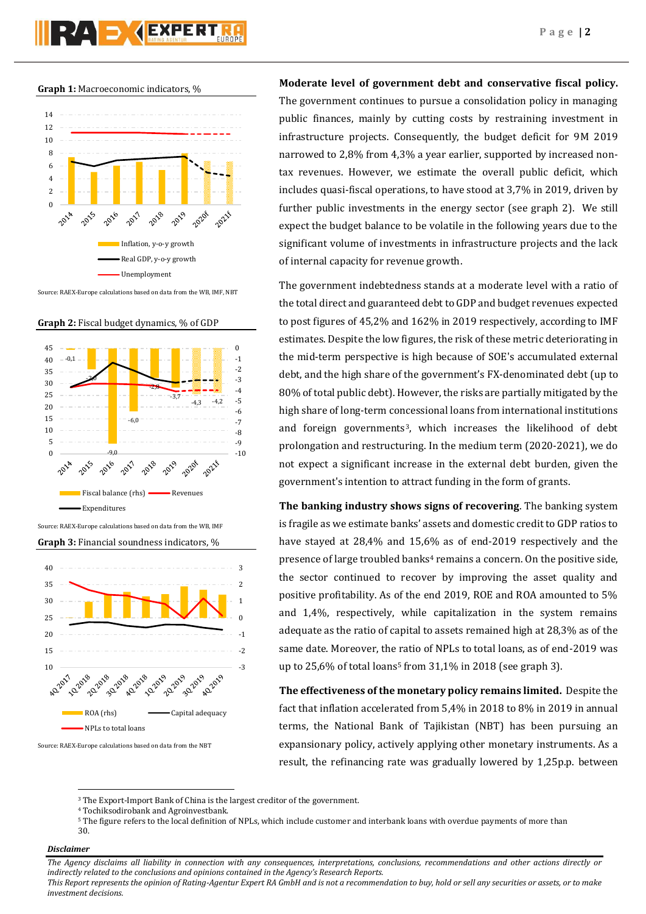**Graph 1:** Macroeconomic indicators, %

Source: RAEX-Europe calculations based on data from the WB, IMF, NBT

**Graph 2:** Fiscal budget dynamics, % of GDP

Source: RAEX-Europe calculations based on data from the WB, IMF

**Graph 3:** Financial soundness indicators, %

Source: RAEX-Europe calculations based on data from the NBT

**Moderate level of government debt and conservative fiscal policy.** The government continues to pursue a consolidation policy in managing public finances, mainly by cutting costs by restraining investment in infrastructure projects. Consequently, the budget deficit for 9M 2019 narrowed to 2,8% from 4,3% a year earlier, supported by increased non-tax revenues. However, we estimate the overall public deficit, which includes quasi-fiscal operations, to have stood at 3,7% in 2019, driven by further public investments in the energy sector (see graph 2). We still expect the budget balance to be volatile in the following years due to the significant volume of investments in infrastructure projects and the lack of internal capacity for revenue growth.

The government indebtedness stands at a moderate level with a ratio of the total direct and guaranteed debt to GDP and budget revenues expected to post figures of 45,2% and 162% in 2019 respectively, according to IMF estimates. Despite the low figures, the risk of these metric deteriorating in the mid-term perspective is high because of SOE's accumulated external debt, and the high share of the government's FX-denominated debt (up to 80% of total public debt). However, the risks are partially mitigated by the high share of long-term concessional loans from international institutions and foreign governments[3], which increases the likelihood of debt prolongation and restructuring. In the medium term (2020-2021), we do not expect a significant increase in the external debt burden, given the government's intention to attract funding in the form of grants.

**The banking industry shows signs of recovering**. The banking system is fragile as we estimate banks' assets and domestic credit to GDP ratios to have stayed at 28,4% and 15,6% as of end-2019 respectively and the presence of large troubled banks[4] remains a concern. On the positive side, the sector continued to recover by improving the asset quality and positive profitability. As of the end 2019, ROE and ROA amounted to 5% and 1,4%, respectively, while capitalization in the system remains adequate as the ratio of capital to assets remained high at 28,3% as of the same date. Moreover, the ratio of NPLs to total loans, as of end-2019 was up to 25,6% of total loans[5] from 31,1% in 2018 (see graph 3).

**The effectiveness of the monetary policy remains limited.** Despite the fact that inflation accelerated from 5,4% in 2018 to 8% in 2019 in annual terms, the National Bank of Tajikistan (NBT) has been pursuing an expansionary policy, actively applying other monetary instruments. As a result, the refinancing rate was gradually lowered by 1,25p.p. between

[3] The Export-Import Bank of China is the largest creditor of the government.

[4] Tochiksodirobank and Agroinvestbank.

[5] The figure refers to the local definition of NPLs, which include customer and interbank loans with overdue payments of more than 30.

*Disclaimer*

*The Agency disclaims all liability in connection with any consequences, interpretations, conclusions, recommendations and other actions directly or indirectly related to the conclusions and opinions contained in the Agency's Research Reports.*

*This Report represents the opinion of Rating-Agentur Expert RA GmbH and is not a recommendation to buy, hold or sell any securities or assets, or to make investment decisions.*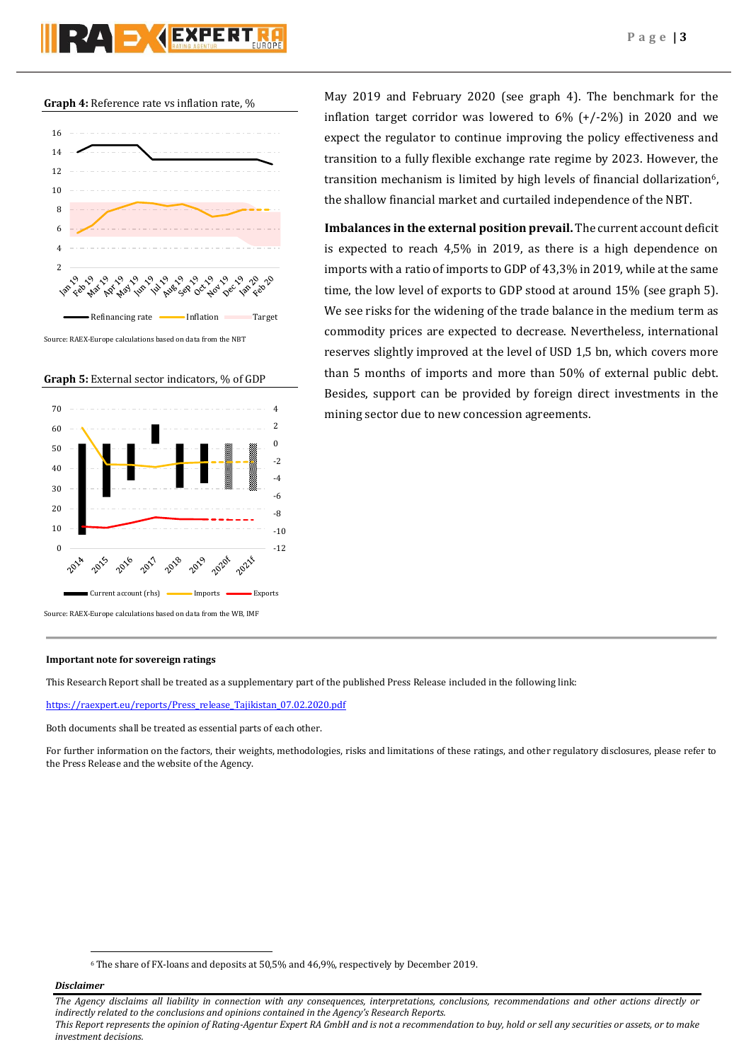**Graph 4:** Reference rate vs inflation rate, %

16
14
12
10
8
6
4
2

Jan 19, Feb 19, Mar 19, Apr 19, May 19, Jun 19, Jul 19, Aug 19, Sep 19, Oct 19, Nov 19, Dec 19, Jan 20, Feb 20

Refinancing rate — Inflation — Target

Source: RAEX-Europe calculations based on data from the NBT

**Graph 5:** External sector indicators, % of GDP

70
60
50
40
30
20
10
0

4
2
0
-2
-4
-6
-8
-10
-12

2014, 2015, 2016, 2017, 2018, 2019, 2020f, 2021f

Current account (rhs) — Imports — Exports

Source: RAEX-Europe calculations based on data from the WB, IMF

May 2019 and February 2020 (see graph 4). The benchmark for the inflation target corridor was lowered to 6% (+/-2%) in 2020 and we expect the regulator to continue improving the policy effectiveness and transition to a fully flexible exchange rate regime by 2023. However, the transition mechanism is limited by high levels of financial dollarization[6], the shallow financial market and curtailed independence of the NBT.

**Imbalances in the external position prevail.** The current account deficit is expected to reach 4,5% in 2019, as there is a high dependence on imports with a ratio of imports to GDP of 43,3% in 2019, while at the same time, the low level of exports to GDP stood at around 15% (see graph 5). We see risks for the widening of the trade balance in the medium term as commodity prices are expected to decrease. Nevertheless, international reserves slightly improved at the level of USD 1,5 bn, which covers more than 5 months of imports and more than 50% of external public debt. Besides, support can be provided by foreign direct investments in the mining sector due to new concession agreements.

**Important note for sovereign ratings**

This Research Report shall be treated as a supplementary part of the published Press Release included in the following link:

https://raexpert.eu/reports/Press_release_Tajikistan_07.02.2020.pdf

Both documents shall be treated as essential parts of each other.

For further information on the factors, their weights, methodologies, risks and limitations of these ratings, and other regulatory disclosures, please refer to the Press Release and the website of the Agency.

[6] The share of FX-loans and deposits at 50,5% and 46,9%, respectively by December 2019.

***Disclaimer***

*The Agency disclaims all liability in connection with any consequences, interpretations, conclusions, recommendations and other actions directly or indirectly related to the conclusions and opinions contained in the Agency's Research Reports.*
*This Report represents the opinion of Rating-Agentur Expert RA GmbH and is not a recommendation to buy, hold or sell any securities or assets, or to make investment decisions.*